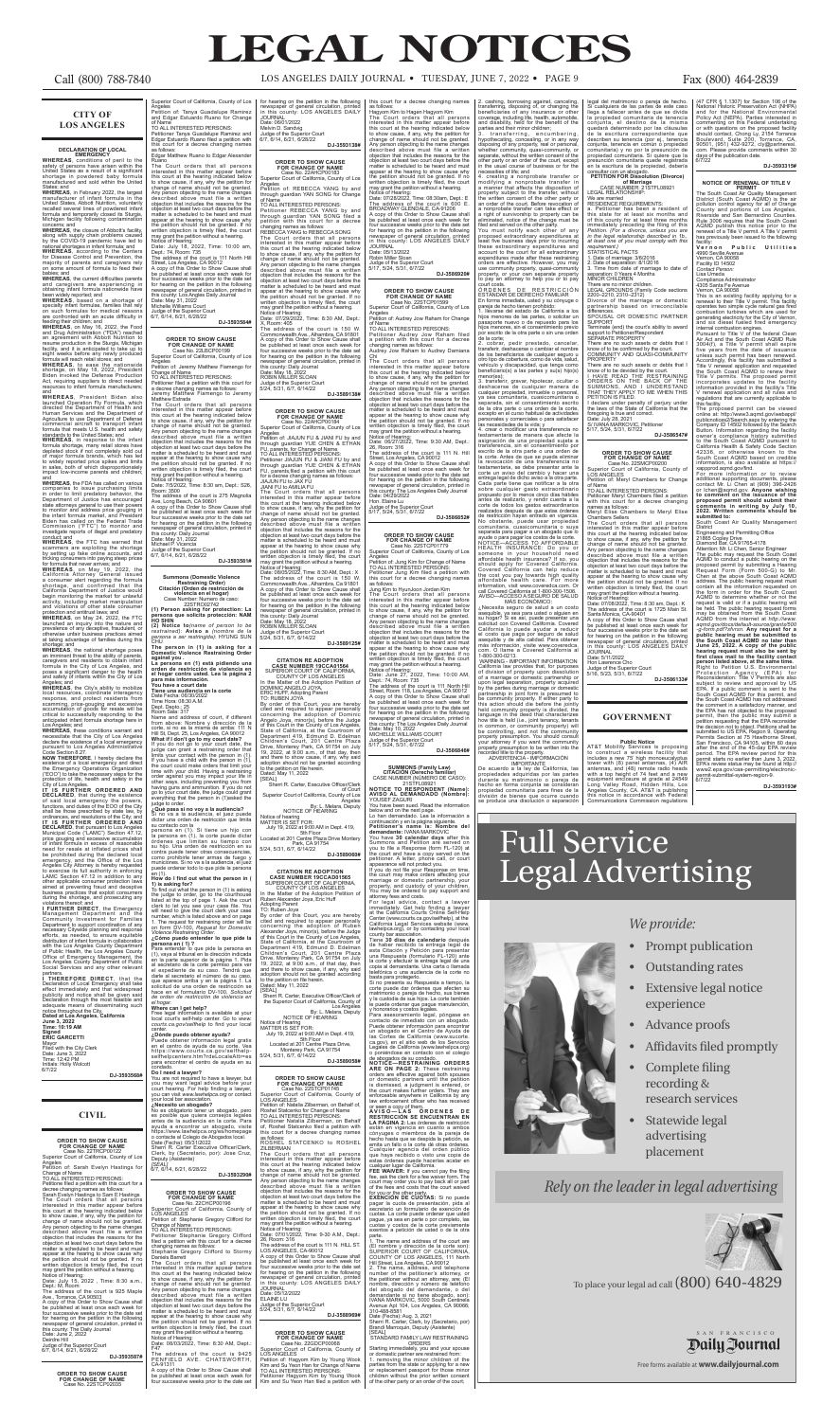# LEGAL NOTICES

## CITY OF LOS ANGELES

**DECLARATION OF LOCAL EMERGENCY**

**WHEREAS**, conditions of peril to the safety of persons have arisen within the United States and the City of Los Angeles, specifically, the nationwide infant formula shortage in powdered baby formulas manufactured and sold within the United States; and

**WHEREAS**, in February 2022, the largest manufacturer of infant formula in the United States, Abbott Nutrition, voluntarily recalled several lines of powdered infant formula and temporarily closed its Sturgis, Michigan facility following contamination concerns; and

**WHEREAS**, the closure of Abbott's facility, along with supply chain problems caused by the COVID-19 pandemic have led to national shortages in infant formula; and

**WHEREAS**, according to the Centers for Disease Control and Prevention, the majority of parents and caregivers rely on some amount of formula to feed their babies; and

**WHEREAS**, the current difficulties parents and caregivers are experiencing in obtaining infant formula nationwide have been widely reported; and

**WHEREAS**, based on a shortage of specialty infant formulas, families that rely on such formulas for medical reasons are confronted with an acute difficulty in feeding their children; and

**WHEREAS**, on May 16, 2022, the Food and Drug Administration ("FDA") reached an agreement with Abbott Nutrition to resume operations at its Sturgis, Michigan facility, and it is anticipated to take up to eight weeks before any newly produced formula will reach retail stores; and

**WHEREAS**, to ease the nationwide shortage, on May 18, 2022, President Biden invoked the Defense Production Act, requiring suppliers to direct needed resources to infant formula manufacturers; and

**WHEREAS**, President Biden also launched Operation Fly Formula, which directed the Department of Health and Human Services and the Department of Agriculture to use Department of Defense commercial aircraft to transport formula that meets U.S. health and safety standards to the United States; and

**WHEREAS**, in response to the infant formula shortage, many retail stores have depleted or almost depleted inventories and/or major formula brands, which has led to widely reported price spikes of formula in sales, both of which disproportionately impact low-income parents and children; and

**WHEREAS**, the FDA has called on various companies to issue purchasing limits in order to limit predatory behavior, the Department of Justice has encouraged state attorneys general to use their powers to protect against price gouging, and President Biden has called on the Federal Trade Commission ("FTC") to monitor and investigate reports of illegal and predatory conduct; and

**WHEREAS**, the FTC has warned that scammers are exploiting the shortage by setting up fake online accounts, and tricking consumers into paying steep prices for formula that never arrives; and

**WHEREAS**, on May 17, 2022, the California Attorney General issued a consumer alert regarding the formula shortage, and confirmed that the California Department of Justice would begin investigating any potentially illegal activity, including market manipulation and violations of other state consumer protection and antitrust laws; and

**WHEREAS**, on May 24, 2022, the FTC launched an inquiry into the nature and prevalence of any deceptive, fraudulent, or otherwise unfair business practices aimed at taking advantage of families during the shortage; and

**WHEREAS**, the national shortage poses an imminent threat to the ability of parents, caregivers, and residents to obtain infant formula in the City of Los Angeles, and poses a significant danger to the health and safety of infants within the City of Los Angeles; and

**WHEREAS**, the City's ability to mobilize local resources, coordinate interagency response, and protect residents from scamming, price-gouging and excessive accumulation of goods for resale will be critical to successfully responding to the anticipated infant formula shortage here in Los Angeles; and

**WHEREAS**, these conditions warrant and necessitate that the City of Los Angeles declare the existence of a local emergency pursuant to Los Angeles Administrative Code Section 8.27.

**NOW THEREFORE**, I hereby declare the existence of a local emergency and direct the Emergency Operations Organization ("EOO") to take the necessary steps for the protection of life, health, and safety in the City of Los Angeles.

**IT IS FURTHER ORDERED AND DECLARED** that during the existence of said local emergency the powers, functions, and duties of the EOO of the City shall be those prescribed by state law, by ordinances, and resolutions of the City, and the City of Los Angeles Emergency Operations Master Plan and Procedures.

**IT IS FURTHER ORDERED AND DECLARED**, that, pursuant to Los Angeles Municipal Code ("LAMC") Section 47.12, price gouging and excessive accumulation of infant formula in excess of reasonable need for resale at inflated prices shall be prohibited during the declared local emergency. The Chief of Police of the Los Angeles City Attorney is hereby requested to exercise its full authority in enforcing LAMC Section 47.12 in addition to any other applicable consumer protection laws aimed at preventing unfair and deceptive business practices that exploit consumers during the shortage, and prosecuting any violations thereof; and

**I FURTHER DIRECT**, the Emergency Management Department and the Community Investment for Families Department to support coordination of any necessary Citywide planning and response efforts, as needed, to ensure equitable distribution of infant formula, in conjunction with the Los Angeles County Department of Public Health, the Los Angeles County Office of Emergency Management, the Los Angeles County Department of Public Social Services, and any other relevant partners.

**I THEREFORE DIRECT**, that the Declaration of Local Emergency shall take effect immediately and that widespread publicity and notice shall be given said Declaration through the most feasible and adequate means of disseminating such notice throughout the City.

**Dated at Los Angeles, California**
**June 3, 2022**
**Time: 10:18 AM**
**Signed**
**ERIC GARCETTI**
Mayor
Filed with the City Clerk
Date: June 3, 2022
Time: 12:42 PM
Initials: Holly Wolcott
6/7/22

**DJ-3593569#**

## CIVIL

**ORDER TO SHOW CAUSE FOR CHANGE OF NAME**
Case No. 22TRCP00122
Superior Court of California, County of Los Angeles
Petition of: Sarah Evelyn Hastings for Change of Name
TO ALL INTERESTED PERSONS:
Petitioner filed a petition with this court for a decree changing names as follows:
Sarah Evelyn Hastings to Sarah E Hastings
The Court orders that all persons interested in this matter appear before this court at the hearing indicated below to show cause, if any, why the petition for change of name should not be granted. Any person objecting to the name changes described above must file a written objection that includes the reasons for the objection at least two court days before the matter is scheduled to be heard and must appear at the hearing to show cause why the petition should not be granted. If no written objection is timely filed, the court may grant the petition without a hearing.
Notice of Hearing:
Date: July 13, 2022, Time: 8:30 a.m., Dept.: B, Room: 510
The address of the court is 825 Maple Ave., Torrance, CA 90503
A copy of this Order to Show Cause shall be published at least once each week for four successive weeks prior to the date set for hearing on the petition in the following newspaper of general circulation, printed in this county: The Daily Journal
Date: June 2, 2022
Deirdre Hill
Judge of the Superior Court
6/7, 6/14, 6/21, 6/28/22

**DJ-3593587#**

**ORDER TO SHOW CAUSE FOR CHANGE OF NAME**
Case No. 22STCP01...

Superior Court of California, County of Los Angeles
Petition of: Tanya Guadalupe Ramirez and Edgar Estuardo Ruano for Change of Name
TO ALL INTERESTED PERSONS:
Petitioner Tanya Guadalupe Ramirez and Edgar Estuardo Ruano filed a petition with this court for a decree changing names as follows:
Edgar Matthew Ruano to Edgar Alexander Ruano
The Court orders that all persons interested in this matter appear before this court at the hearing indicated below to show cause, if any, why the petition for change of name should not be granted. Any person objecting to the name changes described above must file a written objection that includes the reasons for the objection at least two court days before the matter is scheduled to be heard and must appear at the hearing to show cause why the petition should not be granted. If no written objection is timely filed, the court may grant the petition without a hearing.
Notice of Hearing:
Date: July 18, 2022, Time: 10:00 am, Dept.: 74, Room: 735
The address of the court is 111 North Hill Street, Los Angeles, CA 90012
A copy of this Order to Show Cause shall be published at least once each week for four successive weeks prior to the date set for hearing on the petition in the following newspaper of general circulation, printed in this county: Los Angeles Daily Journal
Date: May 31, 2022
Michelle Williams Court
Judge of the Superior Court
6/7, 6/14, 6/21, 6/28/22

**DJ-3593584#**

**ORDER TO SHOW CAUSE FOR CHANGE OF NAME**
Case No. 22LBCP00199
Superior Court of California, County of Los Angeles
Petition of: Jeremy Matthew Fanengo for Change of Name
TO ALL INTERESTED PERSONS:
Petitioner filed a petition with this court for a decree changing names as follows:
Jeremy Matthew Fanengo to Jeremy Matthew Estrada
The Court orders that all persons interested in this matter appear before this court at the hearing indicated below to show cause, if any, why the petition for change of name should not be granted. Any person objecting to the name changes described above must file a written objection that includes the reasons for the objection at least two court days before the matter is scheduled to be heard and must appear at the hearing to show cause why the petition should not be granted. If no written objection is timely filed, the court may grant the petition without a hearing.
Notice of Hearing:
Date: 7/15/2022, Time: 8:30 am, Dept.: S26, Room: 2500
The address of the court is 275 Magnolia Ave, Long Beach, CA 90801
A copy of this Order to Show Cause shall be published at least once each week for four successive weeks prior to the date set for hearing on the petition in the following newspaper of general circulation, printed in this county: Daily Journal
Date: May 31, 2022
Michael P. Vicencia
Judge of the Superior Court
6/7, 6/14, 6/21, 6/28/22

**DJ-3593501#**

**Summons (Domestic Violence Restraining Order)**
**Citación (Orden de restricción de violencia en el hogar)**
Case Number: Número de caso: 22STRO02790

**(1) Person asking for protection: La persona que solicita protección: NAM HO SHIN**

**(2) Notice to** *(name of person to be restrained):* **Aviso a** *(nombre de la persona a ser restringida):* HYUNG SUK CHO

**The person in (1) is asking for a Domestic Violence Restraining Order against you.**
**La persona en (1) está pidiendo una orden de restricción de violencia en el hogar contra usted. Lea la página 2 para más información.**
**You have a court date**
**Tiene una audiencia en la corte**
Date/Fecha: 06/30/2022
Time/Hora: 08:30 A.M.
Dept./Depto.: 25
Room/Sala: 317
Name and address of court, if different from above: Nombre y dirección de la corte, si no es la que se indica arriba: 111 N. Hill St. Dept. 25, Los Angeles, CA 90012

**What if I don't go to my court date?**
If you do not go to your court date, the judge can grant a restraining order that limits your contact with the person in (1). If you have a child with the person in (1), the court could make orders that limit your time with your child. Having a restraining order against you may impact your life in other ways, including preventing you from having guns and ammunition. If you do not go to your court date, the Judge could grant everything that the person in (1)asked the judge to order.

**¿Qué pasa si no voy a la audiencia?**
Si no va a la audiencia, el juez puede dictar una orden de restricción que limita su contacto con la persona en (1). Si tiene un hijo con la persona en (1), la corte podría dictar órdenes que limitan su tiempo con su hijo. Una orden de restricción en su contra puede tener otras consecuencias, como prohibirle tener armas de fuego y municiones. Si no va a la audiencia, el juez puede otorgar todo lo que pidió la persona en (1).

**How do I find out what the person in (1) is asking for?**
To find out what the person in (1) is asking the judge to order, go to the courthouse listed at the top of page 1 and ask the court clerk to let you see your case file. You will need to give the court clerk your case number, which is listed above and on page 1. The request for restraining order will be on form DV-100, *Request for Domestic Violence Restraining Order*.

**¿Cómo puedo enterarme lo que pide la persona en (1)?**
Para enterarse de qué pide la persona en (1), vaya al tribunal que se indica en la parte superior de la página 1. Pídale al secretario de la corte permiso para ver el expediente de su caso. Tendrá que darle al secretario el número de su caso, que aparece arriba y en la página 1. La solicitud de una orden de restricción se hace en el formulario DV-100, *Solicitud de orden de restricción de violencia en el hogar*.

**Where can I get help?**
Free legal information is available at your local court's self-help center. Go to www.courts.ca.gov/selfhelp to find your local center.

**¿Dónde puedo obtener ayuda?**
Puede obtener información legal gratis en el centro de ayuda de su corte. Vea https://www.courts.ca.gov/selfhelp-selfhelpcenters.htm?rdeLocaleAttr=es para encontrar el centro de ayuda en su condado.

**Do I need a lawyer?**
You are not required to have a lawyer, but you may want legal advice from your court hearing. For help finding a lawyer, you can visit www.lawhelpca.org or contact your local bar association.

**¿Necesito un abogado?**
No es obligatorio tener un abogado, pero es posible que quiera consejos legales antes de la audiencia en la corte. Para ayuda a encontrar un abogado, visite https://www.lawhelpca.org/es/homepage o contacte al Colegio de Abogados local.
Date (Fecha): 05/13/2022
Clerk, by (Secretario, por): Jose Cruz, Deputy (Asistente)
[SEAL]
6/7, 6/14, 6/21, 6/28/22

**DJ-3593290#**

**ORDER TO SHOW CAUSE FOR CHANGE OF NAME**
Case No. 22CHCP00168
Superior Court of California, County of LOS ANGELES
Petition of: Stephanie Gregory Clifford for Change of Name
TO ALL INTERESTED PERSONS:
Petitioner: Stephanie Gregory Clifford filed a petition with this court for a decree changing names as follows:
Stephanie Gregory Clifford to Stormy Daniels Barrett
The Court orders that all persons interested in this matter appear before this court at the hearing indicated below to show cause, if any, why the petition for change of name should not be granted. Any person objecting to the name changes described above must file a written objection that includes the reasons for the objection at least two court days before the matter is scheduled to be heard and must appear at the hearing to show cause why the petition should not be granted. If no written objection is timely filed, the court may grant the petition without a hearing.
Notice of Hearing:
Date: 08/03/2022, Time: 8:30 AM, Dept.: F49
The address of the court is 9425 PENFIELD AVE, CHATSWORTH, CA 91311
A copy of this Order to Show Cause shall be published at least once each week for four successive weeks prior to the date set

for hearing on the petition in the following newspaper of general circulation, printed in this county: LOS ANGELES DAILY JOURNAL
Date: 05/31/2022
Melvin D. Sandvig
Judge of the Superior Court
6/7, 6/14, 6/21, 6/28/22

**DJ-3593138#**

**ORDER TO SHOW CAUSE FOR CHANGE OF NAME**
Case No. 22AHCP00183
Superior Court of California, County of Los Angeles
Petition of: REBECCA YANG by and through guardian YAN SONG for Change of Name
TO ALL INTERESTED PERSONS:
Petitioner REBECCA YANG by and through guardian YAN SONG filed a petition with this court for a decree changing names as follows:
REBECCA YANG to REBECCA SONG
The Court orders that all persons interested in this matter appear before this court at the hearing indicated below to show cause, if any, why the petition for change of name should not be granted. Any person objecting to the name changes described above must file a written objection that includes the reasons for the objection at least two court days before the matter is scheduled to be heard and must appear at the hearing to show cause why the petition should not be granted. If no written objection is timely filed, the court may grant the petition without a hearing.
Notice of Hearing:
Date: 07/08/2022, Time: 8:30 AM, Dept.: X, Room: 405
The address of the court is 150 W Commonwealth Ave., Alhambra, CA 91801
A copy of this Order to Show Cause shall be published at least once each week for four successive weeks prior to the date set for hearing on the petition in the following newspaper of general circulation, printed in this county: Daily Journal
Date: May 18, 2022
ROBIN MILLER SLOAN
Judge of the Superior Court
5/24, 5/31, 6/7, 6/14/22

**DJ-3591389#**

**ORDER TO SHOW CAUSE FOR CHANGE OF NAME**
Case No. 22AHCP00138
Superior Court of California, County of Los Angeles
Petition of: JIAJUN FU & JIAXI FU by and through guardian YUE CHEN & ETHAN FU, parents, for Change of Name
TO ALL INTERESTED PERSONS:
Petitioner JIAJUN FU & JIAXI FU by and through guardian YUE CHEN & ETHAN FU, parents filed a petition with this court for a decree changing names as follows:
JIAJUN FU to JIAJUN FU
JIAXI FU to AMELIA FU
The Court orders that all persons interested in this matter appear before this court at the hearing indicated below to show cause, if any, why the petition for change of name should not be granted. Any person objecting to the name changes described above must file a written objection that includes the reasons for the objection at least two court days before the matter is scheduled to be heard and must appear at the hearing to show cause why the petition should not be granted. If no written objection is timely filed, the court may grant the petition without a hearing.
Notice of Hearing:
Date: 08/05/2022, Time: 8:30 AM, Dept.: X
The address of the court is 150 W. Commonwealth Ave., Alhambra, CA 91801
A copy of this Order to Show Cause shall be published at least once each week for four successive weeks prior to the date set for hearing on the petition in the following newspaper of general circulation, printed in this county: Los Angeles Daily Journal
Date: May 19, 2022
ROBIN MILLER SLOAN
Judge of the Superior Court
5/24, 5/31, 6/7, 6/14/22

**DJ-3591125#**

**CITATION RE ADOPTION CASE NUMBER 19CCAD01564**
SUPERIOR COURT OF CALIFORNIA, COUNTY OF LOS ANGELES
In the Matter of the Adoption Petition of DOMINGO ANGELO JOYA
ERIC HUFF, Adopting Parent
TO: RUBEN JOYA
By order of this Court, you are hereby cited and required to appear personally concerning the adoption of Domingo Angelo Joya, minor(s), before the Judge of this Court in the County of Los Angeles, State of California, at the Courtroom of Department 419, Edmund D. Edelman Children's Court, 201 Centre Plaza Drive, Monterey Park, CA 91754 on July 19, 2022, at 9:00 a.m. of that day, then and there to show cause, if any, why said adoption should not be granted according to the petition on file herein.
Dated: May 11, 2022
[SEAL]
Sherri R. Carter, Executive Officer/Clerk of Court
Superior Court of California, County of Los Angeles
By: L. Melara, Deputy
NOTICE OF HEARING
Notice of hearing:
MATTER IS SET FOR:
July 19, 2022 at 9:00 AM in Dept. 419, 5th Floor
Located at: 201 Centre Plaza Drive Monterey Park, CA 91754
5/24, 5/31, 6/7, 6/14/22

**DJ-3589606#**

**CITATION RE ADOPTION CASE NUMBER 19CCAD01565**
SUPERIOR COURT OF CALIFORNIA, COUNTY OF LOS ANGELES
In the Matter of the Adoption Petition of Ruben Alexander Joya, Eric Huff
Adopting Parent
TO: Ruben Joya
By order of this Court, you are hereby cited and required to appear personally concerning the adoption of Ruben Alexander Joya, minor(s), before the Judge of this Court in the County of Los Angeles, State of California, at the Courtroom of Department 419, Edmund D. Edelman Children's Court, 201 Centre Plaza Drive, Monterey Park, CA 91754 on July 19, 2022, at 9:00 a.m. of that day, then and there to show cause, if any, why said adoption should not be granted according to the petition on file herein.
Dated: May 11, 2022
[SEAL]
Sherri R. Carter, Executive Officer/Clerk of Court
Superior Court of California, County of Los Angeles
By: L. Melara, Deputy
NOTICE OF HEARING
Notice of hearing:
MATTER IS SET FOR:
July 19, 2022 at 9:00 AM in Dept. 419, 5th Floor
Located at 201 Centre Plaza Drive, Monterey Park, CA 91754
5/24, 5/31, 6/7, 6/14/22

**DJ-3589598#**

**ORDER TO SHOW CAUSE FOR CHANGE OF NAME**
Case No. 22STCP01745
Superior Court of California, County of LOS ANGELES
Petition of: Natalia Zilberman, on Behalf of Roshel Statsenko for Change of Name
TO ALL INTERESTED PERSONS:
Petitioner Natalia Zilberman, on Behalf of Roshel Statsenko filed a petition with this court for a decree changing names as follows:
ROSHEL STATSENKO to ROSHEL ZILBERMAN
The Court orders that all persons interested in this matter appear before this court at the hearing indicated below to show cause, if any, why the petition for change of name should not be granted. Any person objecting to the name changes described above must file a written objection that includes the reasons for the objection at least two court days before the matter is scheduled to be heard and must appear at the hearing to show cause why the petition should not be granted. If no written objection is timely filed, the court may grant the petition without a hearing.
Notice of Hearing:
Date: 07/01/2022, Time: 9:30 A.M., Dept.: 26, Room: 316
The address of the court is 111 N. HILL ST, LOS ANGELES, CA 90012
A copy of this Order to Show Cause shall be published at least once each week for four successive weeks prior to the date set for hearing on the petition in the following newspaper of general circulation, printed in this county: LOS ANGELES DAILY JOURNAL
Date: 05/12/2022
ELAINE LU
Judge of the Superior Court
5/24, 5/31, 6/7, 6/14/22

**DJ-3588909#**

**ORDER TO SHOW CAUSE FOR CHANGE OF NAME**
Case No. 22GDCP00088
Superior Court of California, County of LOS ANGELES
Petition of: Hagyom Kim by Young Wook Kim and Su Yeon Han for Change of Name
TO ALL INTERESTED PERSONS:
Petitioner: Hagyom Kim by Young Wook Kim and Su Yeon Han filed a petition with

this court for a decree changing names as follows:
Hagyom Kim to Hagen Hagyom Kim
The Court orders that all persons interested in this matter appear before this court at the hearing indicated below to show cause, if any, why the petition for change of name should not be granted. Any person objecting to the name changes described above must file a written objection that includes the reasons for the objection at least two court days before the matter is scheduled to be heard and must appear at the hearing to show cause why the petition should not be granted. If no written objection is timely filed, the court may grant the petition without a hearing.
Notice of Hearing:
Date: 07/08/2022, Time: 08:30am, Dept.: E
The address of the court is 600 E BROADWAY GLENDALE, CA 91206
A copy of this Order to Show Cause shall be published at least once each week for four successive weeks prior to the date set for hearing on the petition in the following newspaper of general circulation, printed in this county: LOS ANGELES DAILY JOURNAL
Date: 05/13/2022
Robin Miller Sloan
Judge of the Superior Court
5/17, 5/24, 5/31, 6/7/22

**DJ-3588920#**

**ORDER TO SHOW CAUSE FOR CHANGE OF NAME**
Case No. 22STCP01399
Superior Court of California, County of Los Angeles
Petition of: Audrey Jow Rahsen for Change of Name
TO ALL INTERESTED PERSONS:
Petitioner Audrey Jow Rahsen filed a petition with this court for a decree changing names as follows:
Audrey Jow Rahsen to Audrey Dahmani Jow
The Court orders that all persons interested in this matter appear before this court at the hearing indicated below to show cause, if any, why the petition for change of name should not be granted. Any person objecting to the name changes described above must file a written objection that includes the reasons for the objection at least two court days before the matter is scheduled to be heard and must appear at the hearing to show cause why the petition should not be granted. If no written objection is timely filed, the court may grant the petition without a hearing.
Notice of Hearing:
Date: 06/27/2022, Time: 9:30 AM, Dept.: 26, Room: 316
The address of the court is 111 N. Hill St., Los Angeles, CA 90012
A copy of this Order to Show Cause shall be published at least once each week for four successive weeks prior to the date set for hearing on the petition in the following newspaper of general circulation, printed in this county: Los Angeles Daily Journal
Date: 04/26/2022
Elaine Lu
Judge of the Superior Court
5/17, 5/24, 5/31, 6/7/22

**DJ-3586652#**

**ORDER TO SHOW CAUSE FOR CHANGE OF NAME**
Case No. 22STCP01779
Superior Court of California, County of Los Angeles
Petition of: Jung Kim for Change of Name
TO ALL INTERESTED PERSONS:
Petitioner Jung Kim filed a petition with this court for a decree changing names as follows:
Jung Kim to Hyundoon Jordan Kim
The Court orders that all persons interested in this matter appear before this court at the hearing indicated below to show cause, if any, why the petition for change of name should not be granted. Any person objecting to the name changes described above must file a written objection that includes the reasons for the objection at least two court days before the matter is scheduled to be heard and must appear at the hearing to show cause why the petition should not be granted. If no written objection is timely filed, the court may grant the petition without a hearing.
Notice of Hearing:
Date: 07/13/2022, Time: 10:00 AM, Dept.: 74, Room: 735
The address of the court is 111 North Hill Street, Room 118, Los Angeles, CA 90012
A copy of this Order to Show Cause shall be published at least once each week for four successive weeks prior to the date set for hearing on the petition in the following newspaper of general circulation, printed in this county: The Los Angeles Daily Journal
Date: 05/12/2022
MICHELLE WILLIAMS COURT
Judge of the Superior Court
5/17, 5/24, 5/31, 6/7/22

**DJ-3586546#**

**SUMMONS (Family Law)**
**CITACIÓN (Derecho familiar)**
CASE NUMBER (NÚMERO DE CASO): 21STFL09927

**NOTICE TO RESPONDENT (Name): AVISO AL DEMANDADO (Nombre):** YOUSEF ZAGURI
You have been sued. Read the information below and on the next page.
Lo han demandado. Lea la información a continuación y en la página siguiente.
**Petitioner's name is: Nombre del demandante:** IVANA MARKOVIC
You **have 30 calendar days** after this Summons and Petition are served on you to file a Response (form FL-120) at the court and have a copy served on the petitioner. A letter, phone call, or court appearance will not protect you.
If you do not file your Response on time, the court may make orders affecting your marriage or domestic partnership, your property, and custody of your children. You may be ordered to pay support and attorney fees and costs.
For legal advice, contact a lawyer immediately. Get help finding a lawyer at the California Courts Online Self-Help Center (www.courts.ca.gov/selfhelp), at the California Legal Services website (www.lawhelpca.org), or by contacting your local county bar association.
Tiene **30 días de calendario** después de haber recibido la entrega legal de esta Citación y Petición para presentar una Respuesta (formulario FL-120) ante la corte y efectuar la entrega legal de una copia al demandante. Una carta o llamada telefónica o una audiencia de la corte no basta para protegerlo.
Si no presenta su Respuesta a tiempo, la corte puede dar órdenes que afecten su matrimonio o pareja de hecho, sus bienes y la custodia de sus hijos. La corte también le puede ordenar que pague manutención, y honorarios y costos legales.
Para asesoramiento legal, póngase en contacto de inmediato con un abogado. Puede obtener información para encontrar un abogado en el Centro de Ayuda de las Cortes de California (www.sucorte.ca.gov), en el sitio web de los Servicios Legales de California (www.lawhelpca.org) o poniéndose en contacto con el colegio de abogados de su condado.

**NOTICE—RESTRAINING ORDERS ARE ON PAGE 2:** These restraining orders are effective against both spouses or domestic partners until the petition is dismissed, a judgment is entered, or the court makes further orders. They are enforceable anywhere in California by any law enforcement officer who has received or seen a copy of them.

**AVISO—LAS ÓRDENES DE RESTRICCIÓN SE ENCUENTRAN EN LA PÁGINA 2:** Las órdenes de restricción están en vigencia en cuanto a ambos cónyuges o miembros de la pareja de hecho hasta que se despida la petición, se emita un fallo o la corte dé otras órdenes. Cualquier agencia del orden público que haya recibido o visto una copia de estas órdenes puede hacerlas acatar en cualquier lugar de California.

**FEE WAIVER:** If you cannot pay the filing fee, ask the clerk for a fee waiver form. The court may order you to pay back all or part of the fees and costs that the court waived for you or the other party.

**EXENCIÓN DE CUOTAS:** Si no puede pagar la cuota de presentación, pida al secretario un formulario de exención de cuotas. La corte puede ordenar que usted pague, ya sea en parte o por completo, las cuotas y costos de la corte previamente exentos a petición de usted o de la otra parte.

1. The name and address of the court are (El nombre y dirección de la corte son): SUPERIOR COURT OF CALIFORNIA, COUNTY OF LOS ANGELES, 111 North Hill Street, Los Angeles, CA 90012
2. The name, address, and telephone number of the petitioner's attorney, or the petitioner without an attorney, are: (El nombre, dirección y número de teléfono del abogado del demandante, o del demandante si no tiene abogado, son): IVANA MARKOVIC, 5000 South Centinela Avenue Apt 104, Los Angeles, CA 90066, 310-488-0381
Date (Fecha): Aug. 3, 2021
Sherri R. Carter, Clerk, by (Secretario, por) Brandi Marroquin, Deputy (Asistente)
[SEAL]
STANDARD FAMILY LAW RESTRAINING ORDERS
Starting immediately, you and your spouse or domestic partner are restrained from:
1. removing the minor children of the parties from the state or applying for a new or replacement passport for those minor children without the prior written consent of the other party or an order of the court;
2. cashing, borrowing against, canceling, transferring, disposing of, or changing the beneficiaries of any insurance or other coverage, including life, health, automobile, and disability, held for the benefit of the parties and their minor children;
3. transferring, encumbering, hypothecating, concealing, or in any way disposing of any property, real or personal, whether community, quasi-community, or separate, without the written consent of the other party or an order of the court, except in the usual course of business or for the necessities of life; and
4. creating a nonprobate transfer or modifying a nonprobate transfer in a manner that affects the disposition of property subject to the transfer, without the written consent of the other party or an order of the court. Before revocation of a nonprobate transfer can take effect or a right of survivorship to property can be eliminated, notice of the change must be filed and served on the other party.
You must notify each other of any proposed extraordinary expenditures at least five business days prior to incurring these extraordinary expenditures and account to the court for all extraordinary expenditures made after these restraining orders are effective. However, you may use community property, quasi-community property, or your own separate property to pay an attorney to help you or to pay court costs.

ÓRDENES DE RESTRICCIÓN ESTÁNDAR DE DERECHO FAMILIAR
En forma inmediata, usted y su cónyuge o pareja de hecho tienen prohibido:
1. llevarse del estado de California a los hijos menores de las partes, o solicitar un pasaporte nuevo o de repuesto para los hijos menores sin el consentimiento previo por escrito de la otra parte o sin una orden de la corte;
2. cobrar, pedir prestado, cancelar, transferir, deshacerse o cambiar el nombre de los beneficiarios de cualquier seguro u otro tipo de cobertura, como de vida, salud, vehículo y discapacidad, que tenga como beneficiario(s) a las partes y su(s) hijo(s) menor(es);
3. transferir, gravar, hipotecar, ocultar o deshacerse de cualquier manera de cualquier propiedad, inmueble o personal, ya sea de la comunidad, cuasicomunitaria o separada, sin el consentimiento escrito de la otra parte o una orden de la corte, excepto en el curso habitual de actividades personales y comerciales o para satisfacer las necesidades de la vida; y
4. crear o modificar una transferencia no testamentaria de manera que afecte la asignación de una propiedad sujeta a transferencia, sin el consentimiento por escrito de la otra parte o una orden de la corte. Antes de que se pueda eliminar la revocación de una transferencia no testamentaria, se debe presentar ante la corte un aviso del cambio y hacer una entrega legal de dicho aviso a la otra parte.
Cada parte tiene que notificar a la otra sobre cualquier gasto extraordinario propuesto por lo menos cinco días hábiles antes de realizarlo, y rendir cuenta a la corte de todos los gastos extraordinarios realizados después de que estas órdenes de restricción hayan entrado en vigencia. No obstante, puede usar propiedad comunitaria, cuasicomunitaria o suya separada para pagar a un abogado que lo ayude o para pagar los costos de la corte.

NOTICE—ACCESS TO AFFORDABLE HEALTH INSURANCE: Do you or someone in your household need affordable health insurance? If so, you should apply for Covered California. Covered California can help reduce the cost you pay towards high quality affordable health care. For more information, visit www.coveredca.com. Or call Covered California at 1-800-300-1506.

AVISO—ACCESO A SEGURO DE SALUD MÁS ECONÓMICO:
¿Necesita seguro de salud a un costo asequible, ya sea para usted o alguien en su hogar? Si es así, puede presentar una solicitud con Covered California. Covered California lo puede ayudar a reducir el costo que paga por seguro médico asequible y de alta calidad. Para obtener más información, visite www.coveredca.com. O llame a Covered California al 1-800-300-0213.

WARNING—IMPORTANT INFORMATION
California law provides that, for purposes of division of property upon dissolution of a marriage or domestic partnership or upon legal separation, property acquired by the parties during marriage or domestic partnership in joint form is presumed to be community property. If either party to this action should die before the jointly held community property is divided, the language in the deed that characterizes how title is held (i.e., joint tenancy, tenants in common, or community property) will be controlling, and not the community property presumption. You should consult your attorney if you want the community property presumption to be written into the recorded title to the property.

ADVERTENCIA—INFORMACIÓN IMPORTANTE
De acuerdo a la ley de California, las propiedades adquiridas por las partes durante su matrimonio o pareja de hecho en forma conjunta se consideran propiedad comunitaria para fines de la división de bienes que ocurre cuando se produce una disolución o separación legal del matrimonio o pareja de hecho. Si cualquiera de las partes de este caso llega a fallecer antes de que se divida la propiedad comunitaria de tenencia conjunta, el destino de la misma quedará determinado por las cláusulas de la escritura correspondiente que describen su tenencia (por ej., tenencia conjunta, tenencia en común o propiedad comunitaria) y no por la presunción de propiedad comunitaria. Si quiere que la presunción comunitaria quede registrada en la escritura de la propiedad, debería consultar con un abogado.

**PETITION FOR Dissolution (Divorce) of Marriage**
CASE NUMBER: 21STFL09921
LEGAL RELATIONSHIP:
We are married.
RESIDENCE REQUIREMENTS:
a. Petitioner has been a resident of this state for at least six months and of this county for at least three months immediately preceding the filing of this *Petition. (For a divorce, unless you are in the legal relationship described in 1c, at least one of you must comply with this requirement.)*
STATISTICAL FACTS
1. Date of marriage: 3/6/2016
2. Date of separation: 8/1/2016
3. Time from date of marriage to date of separation: 0 Years 4 Months
MINOR CHILDREN
There are no minor children.
LEGAL GROUNDS (Family Code sections 2200–2210; 2310–2312)
Divorce of the marriage or domestic partnership based on irreconcilable differences.
SPOUSAL OR DOMESTIC PARTNER SUPPORT
Terminate (end) the court's ability to award support to Petitioner/Respondent
SEPARATE PROPERTY
There are no such assets or debts that I know of to be confirmed by the court.
COMMUNITY AND QUASI-COMMUNITY PROPERTY
There are no such assets or debts that I know of to be divided by the court.
I HAVE READ THE RESTRAINING ORDERS ON THE BACK OF THE SUMMONS, AND I UNDERSTAND THAT THEY APPLY TO ME WHEN THIS PETITION IS FILED.
I declare under penalty of perjury under the laws of the State of California that the foregoing is true and correct.
Date: July 28, 2021
S/ IVANA MARKOVIC, Petitioner
5/17, 5/24, 5/31, 6/7/22

**DJ-3586547#**

**ORDER TO SHOW CAUSE FOR CHANGE OF NAME**
Case No. 22SMCP00157
Superior Court of California, County of LOS ANGELES
Petition of: Meryl Chambers for Change of Name
TO ALL INTERESTED PERSONS:
Petitioner Meryl Chambers filed a petition with this court for a decree changing names as follows:
Meryl Elise Chambers to Meryl Elise Wagner
The Court orders that all persons interested in this matter appear before this court at the hearing indicated below to show cause, if any, why the petition for change of name should not be granted. Any person objecting to the name changes described above must file a written objection that includes the reasons for the objection at least two court days before the matter is scheduled to be heard and must appear at the hearing to show cause why the petition should not be granted. If no written objection is timely filed, the court may grant the petition without a hearing.
Notice of Hearing:
Date: 07/08/2022, Time: 8:30 am, Dept.: K
The address of the court is 1725 Main St. Santa Monica, CA 90401
A copy of this Order to Show Cause shall be published at least once each week for four successive weeks prior to the date set for hearing on the petition in the following newspaper of general circulation, printed in this county: LOS ANGELES DAILY JOURNAL
Date: 5/11/2022
Hon Lawrence Cho
Judge of the Superior Court
5/16, 5/23, 5/31, 6/7/22

**DJ-3586133#**

## GOVERNMENT

**Public Notice**
AT&T Mobility Services is proposing to construct a wireless facility that includes a new 75' high monoeucalyptus tower with (9) panel antennas, (4) RRU antennas, and (48) radio heads, each with a top height of 74 feet and a new equipment enclosure at grade at 24549 Long Valley Road, Hidden Hills, Los Angeles County, CA. AT&T is publishing this notice in accordance with Federal Communications Commission regulations (47 CFR § 1.1307) for Section 106 of the National Historic Preservation Act (NHPA) and for the National Environmental Policy Act (NEPA). Parties interested in commenting on this Federal undertaking or with questions on the proposed facility should contact, Chong Lu, 2158 Torrance Boulevard, Suite 200, Torrance, CA 90501, (951) 452-9272, cly@partneresi.com. Please provide comments within 30 days of the publication date.
6/7/22

**DJ-3593315#**

**NOTICE OF RENEWAL OF TITLE V PERMIT**
The South Coast Air Quality Management District (South Coast AQMD) is the air pollution control agency for all of Orange County and portions of Los Angeles, Riverside and San Bernardino Counties. Rule 3006 requires that the South Coast AQMD publish this notice prior to the renewal of a Title V permit. A Title V permit has previously been issued to the following facility:
**Vernon Public Utilities**
4990 Seville Avenue
Vernon, CA 90058
Facility ID 14502
*Contact Person:*
Lisa Umeta
Compliance Administrator
4305 Santa Fe Avenue
Vernon, CA 90058
This is an existing facility applying for a renewal to their Title V permit. This facility operates two simple cycle natural gas fired combustion turbines which are used for generating electricity for the City of Vernon. The Title V permit renewal will include two natural gas fired emergency internal combustion engines.
Pursuant to Title V of the federal Clean Air Act and the South Coast AQMD Rule 3004(f), a Title V permit shall expire five years from the date of issuance unless such permit has been renewed. Accordingly, this facility has submitted a Title V renewal application and requested that the South Coast AQMD to renew their Title V permits. The proposed permit includes updates to the facility information provided in the facility's Title V renewal application and all rules and regulations that are currently applicable to the facility.
The proposed permit can be viewed online at: http://www.aqmd.gov/webappl/publicnotice2/Search.aspx by entering the Company ID 14502 followed by the Search Button. Information regarding the facility and the proposed permit was submitted to the South Coast AQMD pursuant to California Health & Safety Code Section 42336, or otherwise known to the South Coast AQMD based on credible information, may be obtained online at: aqmd.gov/tvrpt.
For more information or to review additional supporting documents, please contact Mr. Li Chen at (909) 396-2426 or lchen@aqmd.gov. **Any person wishing to comment on the issuance of the proposed permit should submit their comments in writing by July 10, 2022. Written comments should be addressed to:**
South Coast Air Quality Management District
Engineering and Permitting Office
21865 Copley Drive
Diamond Bar, CA 91765-4178
Attention: Mr. Li Chen, Senior Engineer
The public may request the South Coast AQMD to conduct a public hearing on the proposed permit by submitting a Hearing Request Form (Form 500-G) to Mr. Chen at the above South Coast AQMD address. The public hearing request must contain all the information requested on the form in order for the South Coast AQMD to determine whether or not the request is valid or if a public hearing will be held. The Public Hearing request forms may be obtained from the South Coast AQMD from the Internet at http://www.aqmd.gov/docs/default-source/permits/500forms/500-g.pdf. **Any request for a public hearing must be submitted to the South Coast AQMD no later than June 23, 2022. A copy of the public hearing request must also be sent by first class mail to the facility contact person listed above, at the same time.**
Right to Petition U.S. Environmental Protection Agency (EPA) for Reconsideration: Title V Permits are also subject to review and approval by US EPA. If a public comment is sent to the South Coast AQMD for this permit, and the South Coast AQMD has not addressed the comment in a satisfactory manner, and the EPA has not objected to the proposed permit, then the public may submit a petition requesting that the EPA reconsider the decision not to object. Petitions shall be submitted to US EPA, Region 9, Operating Permits Section at 75 Hawthorne Street, San Francisco, CA 94105, within 60 days after the end of the 45-day EPA review period. The EPA review period for this permit starts no earlier than June 3, 2022. EPA's review status may be found at http://www2.epa.gov/caa-permitting/electronic-permit-submittal-system-region-9.
6/7/22

**DJ-3593193#**

# Full Service Legal Advertising

*We provide:*

- Prompt publication
- Competitive rates
- Extensive legal notice experience
- Advance proofs
- Affidavits filed promptly
- Complete filing recording & resources
- Statewide legal advertising placement

*Rely on the leader in legal advertising*

To place your legal ad call **(800) 640-4829**

San Francisco Daily Journal

Free forms available at www.dailyjournal.com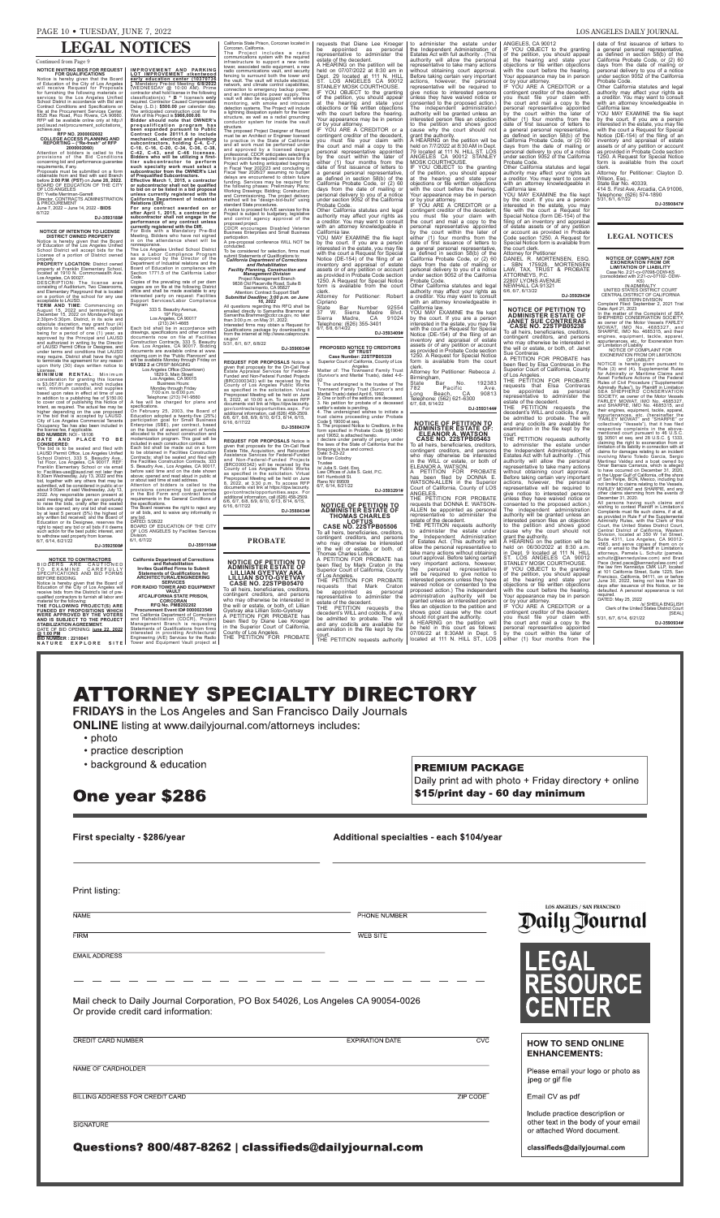# LEGAL NOTICES

Continued from Page 9

**NOTICE INVITING BIDS FOR REQUEST FOR QUALIFICATIONS**

Notice is hereby given that the Board of Education of the City of Los Angeles will receive Request for Proposals for furnishing the following materials or services to the Los Angeles Unified School District in accordance with Bid and Contract Conditions and Specifications on file at the Procurement Services Center, 8525 Rex Road, Rico Rivera, CA 90660. RFP will be available online only at http://psd.lausd.net/procurement_solicitations_achieve.aspx

**RFP NO. 2000002602**
**COLLEGE ACCESS PLANNING AND REPORTING – ("Re-fresh" of RFP No. 2000002060)**

Attention of bidders is called to the provisions of the Bid Conditions concerning bid and performance guarantee requirements, if any.
Proposals must be submitted on a form obtainable from and filed with said Branch before **2:00 P.M. (PST)** on **June 28, 2022.**
BOARD OF EDUCATION OF THE CITY OF LOS ANGELES
BY: Yvette Merriman-Garrett
Director, CONTRACTS ADMINISTRATION & PROCUREMENT
June 7, 2022 – June 14, 2022 - **BIDS**
6/7/22

**DJ-3593188#**

**NOTICE OF INTENTION TO LICENSE DISTRICT OWNED PROPERTY**

Notice is hereby given that the Board of Education of the Los Angeles Unified School District will accept bids for the License of a portion of District owned property.
**PROPERTY LOCATION:** District owned property at Franklin Elementary School, located at 1910 N. Commonwealth Ave. Los Angeles, CA 90027.
**DESCRIPTION:** The license area consisting of Auditorium, Two Classrooms, and Elementary Playground that is located on a portion of the school for any use acceptable to LAUSD.
**TERM AND TIME:** Commencing on August 15, 2022 and terminating on December 15, 2022 on Monday-Fridays 2:30pm-5:30pm. District, in its sole and absolute discretion, may grant four (4) options to extend the term, each option being for a period of one (1) year, as approved by the Principal and LAUSD and authorized in writing by the Director of LAUSD Parent Office or Designee, and under terms and conditions that LAUSD may require. District shall have the right to terminate the agreement for any reason upon thirty (30) days written notice to Licensee.
**MINIMUM RENTAL:** Minimum consideration for granting the license is $3,057.81 per month, which includes rent, minimum custodial, and supplies based upon rates in effect at time of use in addition to a publishing fee of $350.00 to cover cost of publishing this Notice of Intent, as required. The actual fee may be higher depending on the use proposed in the bid that is accepted by LAUSD. City of Los Angeles Commercial Tenants Occupancy Tax has also been included in the license fee, if applicable.
**BID NUMBER:** NG - 18106
**DATE AND PLACE TO BE CONSIDERED:**
The bid is to be sealed and filed with LAUSD Parent Office, Los Angeles Unified School District, 333 S. Beaudry Ave., 1st Floor, Los Angeles, CA 90017. REF: Franklin Elementary School or via email to: Facilities-use@lausd.net not later than 8:30am Wednesday, July 13, 2022 with the bid, together with any others that may be submitted, will be considered in public at or about 9:00am of said Wednesday, July 13, 2022. Any responsible person present at said meeting shall be given an opportunity to raise the bids, orally after the sealed bids are opened; any oral bid shall exceed by at least 5 percent (5%) the highest of any written bid received; and the Board of Education or its Designee, reserves the right to reject any bid or all bids if it deems such action for the best public interest, and to withdraw said property from license.
6/7, 6/14, 6/21/22

**DJ-3592509#**

**NOTICE TO CONTRACTORS**

BIDDERS ARE CAUTIONED TO EXAMINE CAREFULLY SPECIFICATIONS AND BID FORMS BEFORE BIDDING
Notice is hereby given that the Board of Education of the City of Los Angeles will receive bids from the District's list of pre-qualified contractors to furnish all labor and material for the following:
**THE FOLLOWING PROJECT(S) ARE FUNDED BY PROPOSITIONS WHICH WERE APPROVED BY THE VOTERS AND IS SUBJECT TO THE PROJECT STABILIZATION AGREEMENT.**
DATE OF BID OPENING: **June 22, 2022 @ 1:00 PM**
**BID NUMBER : 2210041**
**NATURE EXPLORE SITE IMPROVEMENT AND PARKING LOT IMPROVEMENT** sitewideand **early education center (10371275)** – Mandatory Pre-bid Meeting: **6/8/2022** (WEDNESDAY @ 10:00 AM). Prime contractor shall hold license in the following classification(s): **" B "** licenses. **only** required. Contractor Caused Compensable Delay (L.D.): **$500.00** per calendar day. The anticipated construction cost for the Work of this Project is **$960,000.00.**
**Bidder should note that OWNER's prequalification program has been expanded pursuant to Public Contract Code 20111.6 to include mechanical, electrical and plumbing subcontractors, holding C-4, C-7, C-10, C-16, C-20, C-34, C-36, C-38, C-42, C-43, and C-46 licenses. Bidders who will be utilizing a first-tier subcontractor to perform such specialty work must select a subcontractor from the OWNER's List of Prequalified Subcontractors.**
**Effective March 1, 2015, a contractor or subcontractor shall not be qualified to bid on or be listed in a bid proposal unless currently registered with the California Department of Industrial Relations (DIR).**
**For any contract awarded on or after April 1, 2015, a contractor or subcontractor shall not engage in the performance of any contract unless currently registered with the DIR.**
For Bids with a Mandatory Pre-Bid Meeting, Bidders who have not signed in on the attendance sheet will be nonresponsive.
The Los Angeles Unified School District has a Labor Compliance Program as approved by the Director of the Department of Industrial relations and the Board of Education in compliance with Section 1771.5 of the California Labor Code.
Copies of the prevailing rate of per diem wages are on file at the following District office and shall be made available to any interested party on request: Facilities Support Services/Labor Compliance Program,

333 S. Beaudry Avenue,
19th Floor,
Los Angeles, CA 90017
(213) 241-4565

Each bid shall be in accordance with drawings, specifications and other contract documents now on file at Facilities Construction Contracts, 333 S. Beaudry Ave., Los Angeles, CA 90017. Bidding documents are available online at LAUSD ctisaping.com in the "Public Planroom" and will be available Monday through Friday on **6/1/2022** at CREST IMAGING

Los Angeles Office (Downtown)
1829 S. Main Street
Los Angeles, CA 90015
Business Hours:
Monday through Friday
7:00 a.m. to 6:00 p.m.
Telephone: (213) 741-0550

A fee will be charged for plans and specifications.
On February 25, 2003, the Board of Education adopted a twenty-five (25%) participation goal for Small Business Enterprise (SBE), per contract, based on the basis of award amount of funds allocated to the school construction and modernization program. This goal will be included in each construction contract.
Each bid shall be made out on a form to be obtained in Facilities Construction Contracts; shall be sealed and filed with the Facilities Construction Contracts, 333 S. Beaudry Ave., Los Angeles, CA 90017, before said time and on the date shown above; opened and read aloud in public at or about said time at said address.
Attention of bidders is called to the provisions concerning bid guarantee in the Bid Form and contract bonds requirements in the General Conditions of the specifications.
The Board reserves the right to reject any or all bids, and to waive any informality in any bid.
DATED: 5/26/22
BOARD OF EDUCATION OF THE CITY OF LOS ANGELES by Facilities Services Division.
6/1, 6/7/22

**DJ-3591104#**

**California Department of Corrections and Rehabilitation**
**Invites Qualified Firms to Submit Statements of Qualifications for ARCHITECTURAL/ENGINEERING SERVICES**
**FOR RADIO TOWER AND EQUIPMENT VAULT ATCALIFORNIA STATE PRISON, CORCORAN**
**RFQ No. PM82022202**
**Procurement Event ID# 0000023548**

The California Department of Corrections and Rehabilitation (CDCR), Project Management Branch, is requesting Statements of Qualifications from firms interested in providing Architectural/Engineering (A/E) Services for the Radio Tower and Equipment Vault project at California State Prison, Corcoran, located in Corcoran, California.
The Project includes a radio communications system with the required infrastructure to support a new radio tower, associated radio equipment, a new radio communications vault, and security fencing to surround both the tower and the vault. The vault will include electrical, network, and climate control capabilities, connection to emergency backup power, and an interruptible power supply. The vault will also be equipped with wireless monitoring, with smoke and intrusion detection systems. The Project will include a lightning dissipation system for the tower structure, as well as a radial grounding conductor system for inside the vault structure.
The proposed Project Designer of Record must be an Architect or Engineer licensed to practice in the State of California and all work must be performed under and approved by a licensed design professional. CDCR anticipates selecting a firm to provide the required services for this Project with funding anticipated beginning in Fiscal Year 2022/23 and concluding in Fiscal Year 2026/27 assuming no budget delays are encountered to obtain future funding. Services may be required for the following phases: Preliminary Plans; Working Drawings; Bidding; Construction; and Commissioning. The project delivery method will be "design-bid-build" using standard State procedures.
A notice to proceed for A/E services for this Project is subject to budgetary, legislative and control agency approval of the proposed project.
CDCR encourages Disabled Veteran Business Enterprises and Small Business participation.
A pre-proposal conference WILL NOT be conducted.
To be considered for selection, firms must submit Statements of Qualifications to:
**California Department of Corrections and Rehabilitation**
**Facility Planning, Construction and Management Division**
Project Management Branch
9838 Old Placerville Road, Suite B
Sacramento, CA 95827
Attention: Contract Support Staff
**Submittal Deadline: 3:00 p.m. on June 16, 2022**
All questions regarding this RFQ shall be emailed directly to Samantha Brammer at Samantha.Brammer@cdcr.ca.gov, no later than 3:00 p.m. on May 31, 2022.
Interested firms may obtain a Request for Qualifications package by downloading it from the internet at http://www.caleprocure.ca.gov/.
5/31, 6/1, 6/7, 6/8/22

**DJ-3590034#**

**REQUEST FOR PROPOSALS** Notice is given that proposals for the On-Call Real Estate Appraisal Services for Federal-Funded and Non-Federal Funded Projects (BRC0000362) will be received by the County of Los Angeles Public Works as specified in the solicitation. Virtual Preproposal Meeting will be held on June 8, 2022, at 10:00 a.m. To access RFP documents visit link at https://dpw.lacounty.gov/contracts/opportunities.aspx. For additional information, call (626) 458-2509. 6/6, 6/7, 6/8, 6/9, 6/10, 6/13, 6/14, 6/15, 6/16, 6/17/22

**DJ-3588437#**

**REQUEST FOR PROPOSALS** Notice is given that proposals for the On-Call Real Estate Title, Acquisition, and Relocation Assistance Services for Federal-Funded and Non-Federal-Funded Projects (BRC0000340) will be received by the County of Los Angeles Public Works as specified in the solicitation. Virtual Preproposal Meeting will be held on June 8, 2022, at 3:30 p.m. To access RFP documents visit link at https://dpw.lacounty.gov/contracts/opportunities.aspx. For additional information, call (626) 458-2509. 6/6, 6/7, 6/8, 6/9, 6/10, 6/13, 6/14, 6/15, 6/16, 6/17/22

**DJ-3588434#**

## PROBATE

**NOTICE OF PETITION TO ADMINISTER ESTATE OF LILLIAN GYETVAY AKA LILLIAN SOTO-GYETVAY CASE NO. 22STPB05470**

To all heirs, beneficiaries, creditors, contingent creditors, and persons who may otherwise be interested in the will or estate, or both, of: Lillian Gyetvay aka Lillian Soto-Gyetvay
A PETITION FOR PROBATE has been filed by Diane Lee Kroeger in the Superior Court of California, County of Los Angeles.
THE PETITION FOR PROBATE requests that Diane Lee Kroeger be appointed as personal representative to administer the estate of the decedent.
A HEARING on the petition will be held on 07/07/2022 at 8:30 a.m. in Dept. 29 located at 111 N. HILL ST. LOS ANGELES CA 90012 STANLEY MOSK COURTHOUSE.
IF YOU OBJECT to the granting of the petition, you should appear at the hearing and state your objections or file written objections with the court before the hearing. Your appearance may be in person or by your attorney.
IF YOU ARE A CREDITOR or a contingent creditor of the decedent, you must file your claim with the court and mail a copy to the personal representative appointed by the court within the later of either (1) four months from the date of first issuance of letters to a general personal representative, as defined in section 58(b) of the California Probate Code, or (2) 60 days from the date of mailing or personal delivery to you of a notice under section 9052 of the California Probate Code.
Other California statutes and legal authority may affect your rights as a creditor. You may want to consult with an attorney knowledgeable in California law.
YOU MAY EXAMINE the file kept by the court. If you are a person interested in the estate, you may file with the court a Request for Special Notice (form DE-154) of the filing of an inventory and appraisal of estate assets or of any petition or account as provided in Probate Code section 1250. A Request for Special Notice form is available from the court clerk.
Attorney for Petitioner: Robert Cipriano
State Bar Number: 92554
37 W. Sierra Madre Blvd.
Sierra Madre, CA 91024
Telephone: (626) 355-3401
6/7, 6/8, 6/14/22

**DJ-3593409#**

**PROPOSED NOTICE TO CREDITORS OF TRUST**
**Case Number: 22STPB05339**
Superior Court of California, County of Los Angeles

Matter of: The Townsend Family Trust (Survivor's and Marital Trusts), dated 4-92
1. The undersigned is the trustee of The Townsend Family Trust (Survivor's and Marital Trusts) dated April 6, 1992.
2. One or both of the settlors are deceased.
3. No petition for probate of a deceased settlor's estate is pending.
4. The undersigned wishes to initiate a trust claims proceeding under Probate Code § 19000 et seq.
5. The Proposed Notice to Creditors, in the form specified in Probate Code §§ 19040 and 19052, is attached hereto.
I declare under penalty of perjury under the laws of the State of California that the foregoing is true and correct.
Date: 5-23-22
/s/ Brian Colodny
Trustee
/s/ Julia S. Gold, Esq.
Law Offices of Julia S. Gold, P.C.
641 Humboldt St.
Reno NV 89509
6/7, 6/14, 6/21/22

**DJ-3593291#**

**NOTICE OF PETITION TO ADMINISTER ESTATE OF THOMAS CHARLES LOFTUS CASE NO. 22STPB05506**

To all heirs, beneficiaries, creditors, contingent creditors, and persons who may otherwise be interested in the will or estate, or both, of: Thomas Charles Loftus
A PETITION FOR PROBATE has been filed by Mark Craton in the Superior Court of California, County of Los Angeles.
THE PETITION FOR PROBATE requests that Mark Craton be appointed as personal representative to administer the estate of the decedent.
THE PETITION requests the decedent's WILL and codicils, if any, be admitted to probate. The will and any codicils are available for examination in the file kept by the court.
THE PETITION requests authority to administer the estate under the Independent Administration of Estates Act with full authority. (This authority will allow the personal representative to take many actions without obtaining court approval. Before taking certain very important actions, however, the personal representative will be required to give notice to interested persons unless they have waived notice or consented to the proposed action.) The independent administration authority will be granted unless an interested person files an objection to the petition and shows good cause why the court should not grant the authority.
A HEARING on the petition will be held on 7/7/2022 at 8:30 AM in Dept. 79 located at 111 N. HILL ST. LOS ANGELES CA 90012 STANLEY MOSK COURTHOUSE.
IF YOU OBJECT to the granting of the petition, you should appear at the hearing and state your objections or file written objections with the court before the hearing. Your appearance may be in person or by your attorney.
IF YOU ARE A CREDITOR or a contingent creditor of the decedent, you must file your claim with the court and mail a copy to the personal representative appointed by the court within the later of either (1) four months from the date of first issuance of letters to a general personal representative, as defined in section 58(b) of the California Probate Code, or (2) 60 days from the date of mailing or personal delivery to you of a notice under section 9052 of the California Probate Code.
Other California statutes and legal authority may affect your rights as a creditor. You may want to consult with an attorney knowledgeable in California law.
YOU MAY EXAMINE the file kept by the court. If you are a person interested in the estate, you may file with the court a Request for Special Notice (form DE-154) of the filing of an inventory and appraisal of estate assets or of any petition or account as provided in Probate Code section 1250. A Request for Special Notice form is available from the court clerk.
Attorney for Petitioner: Rebecca J. Birmingham,
State Bar No. 192383
782 Pacific Ave.
Long Beach, CA 90813
Telephone: (562) 621-6300
6/7, 6/8, 6/14/22

**DJ-3593144#**

**NOTICE OF PETITION TO ADMINISTER ESTATE OF: ELEANOR A. WATSON CASE NO. 22STPB05403**

To all heirs, beneficiaries, creditors, contingent creditors, and persons who may otherwise be interested in the WILL or estate, or both of ELEANOR A. WATSON.
A PETITION FOR PROBATE has been filed by DONNA E. WATSON-ALLEN in the Superior Court of California, County of LOS ANGELES.
THE PETITION FOR PROBATE requests that DONNA E. WATSON-ALLEN be appointed as personal representative to administer the estate of the decedent.
THE PETITION requests authority to administer the estate under the Independent Administration of Estates Act. (This authority will allow the personal representative to take many actions without obtaining court approval. Before taking certain very important actions, however, the personal representative will be required to give notice to interested persons unless they have waived notice or consented to the proposed action.) The independent administration authority will be granted unless an interested person files an objection to the petition and shows good cause why the court should not grant the authority.
A HEARING on the petition will be held in this court as follows: 07/06/22 at 8:30AM in Dept. 5 located at 111 N. HILL ST., LOS ANGELES, CA 90012
IF YOU OBJECT to the granting of the petition, you should appear at the hearing and state your objections or file written objections with the court before the hearing. Your appearance may be in person or by your attorney.
IF YOU ARE A CREDITOR or a contingent creditor of the decedent, you must file your claim with the court and mail a copy to the personal representative appointed by the court within the later of either (1) four months from the date of first issuance of letters to a general personal representative, as defined in section 58(b) of the California Probate Code, or (2) 60 days from the date of mailing or personal delivery to you of a notice under section 9052 of the California Probate Code.
Other California statutes and legal authority may affect your rights as a creditor. You may want to consult with an attorney knowledgeable in California law.
YOU MAY EXAMINE the file kept by the court. If you are a person interested in the estate, you may file with the court a Request for Special Notice (form DE-154) of the filing of an inventory and appraisal of estate assets or of any petition or account as provided in Probate Code section 1250. A Request for Special Notice form is available from the court clerk.
Attorney for Petitioner
DANIEL R. MORTENSEN, ESQ. – SBN 175928, MORTENSEN LAW, TAX, TRUST & PROBATE ATTORNEYS, P.C.
22807 LYONS AVENUE
NEWHALL CA 91321
6/6, 6/7, 6/13/22

**DJ-3592943#**

**NOTICE OF PETITION TO ADMINISTER ESTATE OF JANET SUE CONTRERAS CASE NO. 22STPB05258**

To all heirs, beneficiaries, creditors, contingent creditors, and persons who may otherwise be interested in the will or estate, or both, of: Janet Sue Contreras
A PETITION FOR PROBATE has been filed by Elsa Contreras in the Superior Court of California, County of Los Angeles.
THE PETITION FOR PROBATE requests that Elsa Contreras be appointed as personal representative to administer the estate of the decedent.
THE PETITION requests the decedent's WILL and codicils, if any, be admitted to probate. The will and any codicils are available for examination in the file kept by the court.
THE PETITION requests authority to administer the estate under the Independent Administration of Estates Act with full authority. (This authority will allow the personal representative to take many actions without obtaining court approval. Before taking certain very important actions, however, the personal representative will be required to give notice to interested persons unless they have waived notice or consented to the proposed action.) The independent administration authority will be granted unless an interested person files an objection to the petition and shows good cause why the court should not grant the authority.
A HEARING on the petition will be held on 06/30/2022 at 8:30 a.m. in Dept. 9 located at 111 N. HILL ST. LOS ANGELES CA 90012 STANLEY MOSK COURTHOUSE.
IF YOU OBJECT to the granting of the petition, you should appear at the hearing and state your objections or file written objections with the court before the hearing. Your appearance may be in person or by your attorney.
IF YOU ARE A CREDITOR or a contingent creditor of the decedent, you must file your claim with the court and mail a copy to the personal representative appointed by the court within the later of either (1) four months from the date of first issuance of letters to a general personal representative, as defined in section 58(b) of the California Probate Code, or (2) 60 days from the date of mailing or personal delivery to you of a notice under section 9052 of the California Probate Code.
Other California statutes and legal authority may affect your rights as a creditor. You may want to consult with an attorney knowledgeable in California law.
YOU MAY EXAMINE the file kept by the court. If you are a person interested in the estate, you may file with the court a Request for Special Notice (form DE-154) of the filing of an inventory and appraisal of estate assets or of any petition or account as provided in Probate Code section 1250. A Request for Special Notice form is available from the court clerk.
Attorney for Petitioner: Clayton D. Wilson, Esq.,
State Bar No. 40339,
414 S. First Ave, Arcadia, CA 91006,
Telephone: (626) 574-1890
5/31, 6/1, 6/7/22

**DJ-3590847#**

## LEGAL NOTICES

**NOTICE OF COMPLAINT FOR EXONERATION FROM OR LIMITATION OF LIABILITY**
Case No. 2:21-cv-07098-ODW-KS (consolidated with 2:21-cv-07102- ODW-KS)

IN ADMIRALTY
UNITED STATES DISTRICT COURT
CENTRAL DISTRICT OF CALIFORNIA
WESTERN DIVISION
Complaint Filed: September 2, 2021 Trial Date: April 21, 2023
In the matter of the Complaint of SEA SHEPHERD CONSERVATION SOCIETY, as owner of the Motor Vessels FARLEY MOWAT, IMO No. 4685337, and SHARPIE, IMO No. 4685315, and their engines, equipment, tackle, apparel, appurtenances, etc., for Exoneration from or Limitation of Liability
NOTICE OF COMPLAINT FOR EXONERATION FROM OR LIMITATION OF LIABILITY
NOTICE is hereby given pursuant to Rule (3) and (4), Supplemental Rules for Admiralty or Maritime Claims and Asset Forfeiture Actions of the Federal Rules of Civil Procedure ("Supplemental Admiralty Rules"), by Plaintiff in Limitation SEA SHEPHERD CONSERVATION SOCIETY, as owner of the Motor Vessels FARLEY MOWAT, IMO No. 4685337, and SHARPIE, IMO No. 4685315, and their engines, equipment, tackle, apparel, appurtenances, etc., (hereinafter the "FARLEY MOWAT" and "SHARPIE" or collectively "Vessels"), that it has filed respective complaints in the above-mentioned court pursuant to 46 U.S.C. §§ 30501 et seq. and 28 U.S.C. § 1333, claiming the right to exoneration from or limitation of its liability in connection with all claims for damages relating to an incident involving Mario Toledo Garcia, Sergio Martinez Valdez and a boat owned by Mr. Martinez Hernandez, which is alleged to have occurred on December 31, 2020, in the Upper Gulf of California, off the shore of San Felipe, BCN, Mexico, including but not limited to claims relating to the Vessels, FARLEY MOWAT and SHARPIE, and any other claims stemming from the events of December 31, 2020.
All persons having such claims and wishing to contest Plaintiff in Limitation's Complaints must file such claims, if at all, as provided in Rule F of the Supplemental Admiralty Rules, with the Clerk of this Court, the United States District Court, Central District of California, Western Division, located at 350 W 1st Street, Suite 4311, Los Angeles, CA 90012-4565, and serve copies of them on or mail or email to the Plaintiff in Limitation's attorneys, Pamela L. Schultz (pamela.schultz@kennedyslaw.com) and Brad Pace (brad.pace@kennedyslaw.com) of the law firm Kennedys CMK LLP, located at 101 California Street, Suite 1225, San Francisco, California, 94111, on or before June 30, 2022, being not less than 30 days after issuance of this Notice, or be defaulted. A personal appearance is not required.
DATED: May 25, 2022
/s/ SHEILA ENGLISH
Clerk of the United States District Court
[SEAL]
5/31, 6/7, 6/14, 6/21/22

**DJ-3590534#**

# ATTORNEY SPECIALTY DIRECTORY

**FRIDAYS** in the Los Angeles and San Francisco Daily Journals
**ONLINE** listing at www.dailyjournal.com/attorneys includes:

- photo
- practice description
- background & education

# One year $286

**PREMIUM PACKAGE**
Daily print ad with photo + Friday directory + online
**$15/print day - 60 day minimum**

**First specialty - $286/year** **Additional specialties - each $104/year**

Print listing:

NAME PHONE NUMBER

FIRM WEB SITE

EMAIL ADDRESS

Mail check to Daily Journal Corporation, PO Box 54026, Los Angeles CA 90054-0026
Or provide credit card information:

CREDIT CARD NUMBER EXPIRATION DATE CVC

NAME OF CARDHOLDER

BILLING ADDRESS FOR CREDIT CARD ZIP CODE

SIGNATURE

LOS ANGELES / SAN FRANCISCO
**Daily Journal**
**LEGAL RESOURCE CENTER**

**HOW TO SEND ONLINE ENHANCEMENTS:**

Please email your logo or photo as jpeg or gif file

Email CV as pdf

Include practice description or other text in the body of your email or attached Word document.

classifieds@dailyjournal.com

**Questions? 800/487-8262 | classifieds@dailyjournal.com**